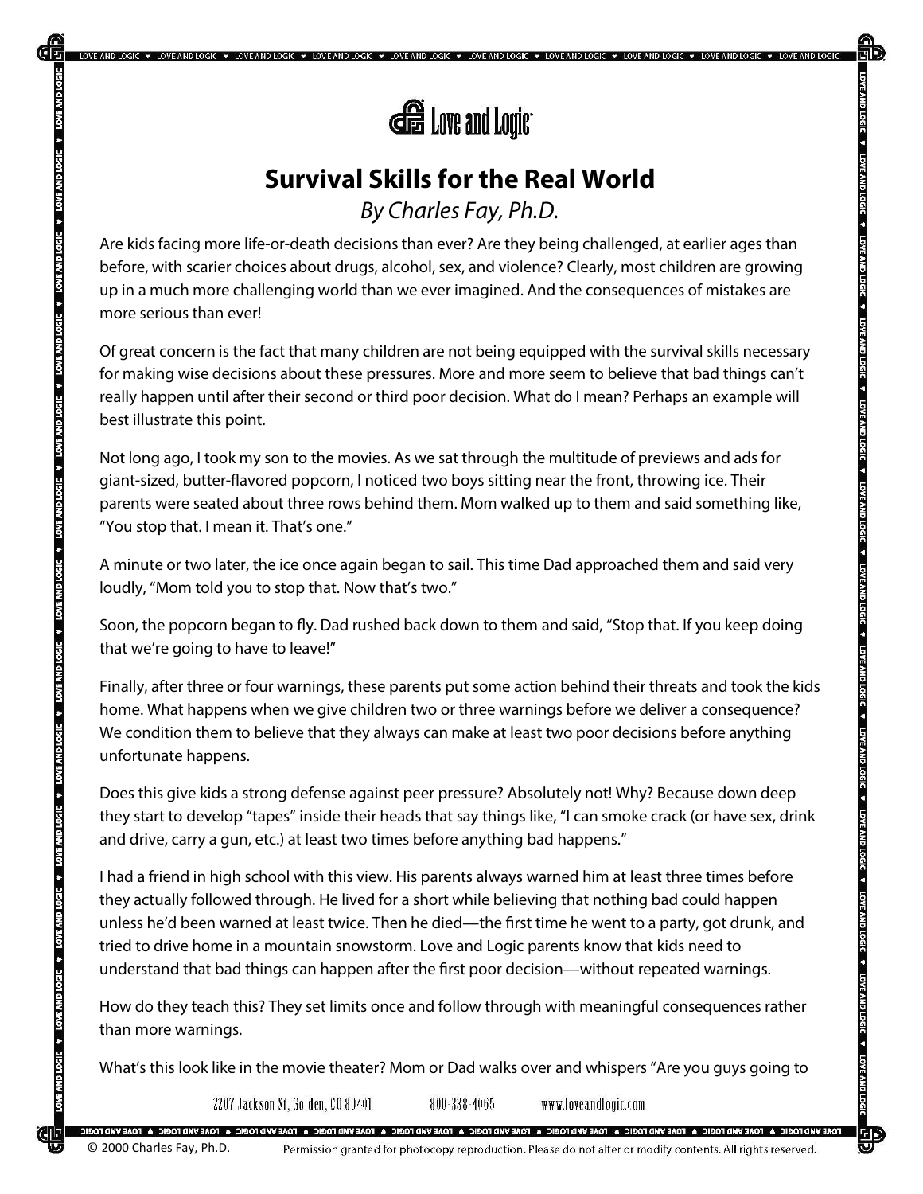Love and Logic

# Survival Skills for the Real World

*By Charles Fay, Ph.D.*

Are kids facing more life-or-death decisions than ever? Are they being challenged, at earlier ages than before, with scarier choices about drugs, alcohol, sex, and violence? Clearly, most children are growing up in a much more challenging world than we ever imagined. And the consequences of mistakes are more serious than ever!

Of great concern is the fact that many children are not being equipped with the survival skills necessary for making wise decisions about these pressures. More and more seem to believe that bad things can't really happen until after their second or third poor decision. What do I mean? Perhaps an example will best illustrate this point.

Not long ago, I took my son to the movies. As we sat through the multitude of previews and ads for giant-sized, butter-flavored popcorn, I noticed two boys sitting near the front, throwing ice. Their parents were seated about three rows behind them. Mom walked up to them and said something like, "You stop that. I mean it. That's one."

A minute or two later, the ice once again began to sail. This time Dad approached them and said very loudly, "Mom told you to stop that. Now that's two."

Soon, the popcorn began to fly. Dad rushed back down to them and said, "Stop that. If you keep doing that we're going to have to leave!"

Finally, after three or four warnings, these parents put some action behind their threats and took the kids home. What happens when we give children two or three warnings before we deliver a consequence? We condition them to believe that they always can make at least two poor decisions before anything unfortunate happens.

Does this give kids a strong defense against peer pressure? Absolutely not! Why? Because down deep they start to develop "tapes" inside their heads that say things like, "I can smoke crack (or have sex, drink and drive, carry a gun, etc.) at least two times before anything bad happens."

I had a friend in high school with this view. His parents always warned him at least three times before they actually followed through. He lived for a short while believing that nothing bad could happen unless he'd been warned at least twice. Then he died—the first time he went to a party, got drunk, and tried to drive home in a mountain snowstorm. Love and Logic parents know that kids need to understand that bad things can happen after the first poor decision—without repeated warnings.

How do they teach this? They set limits once and follow through with meaningful consequences rather than more warnings.

What's this look like in the movie theater? Mom or Dad walks over and whispers "Are you guys going to

2207 Jackson St, Golden, CO 80401 800-338-4065 www.loveandlogic.com

© 2000 Charles Fay, Ph.D. Permission granted for photocopy reproduction. Please do not alter or modify contents. All rights reserved.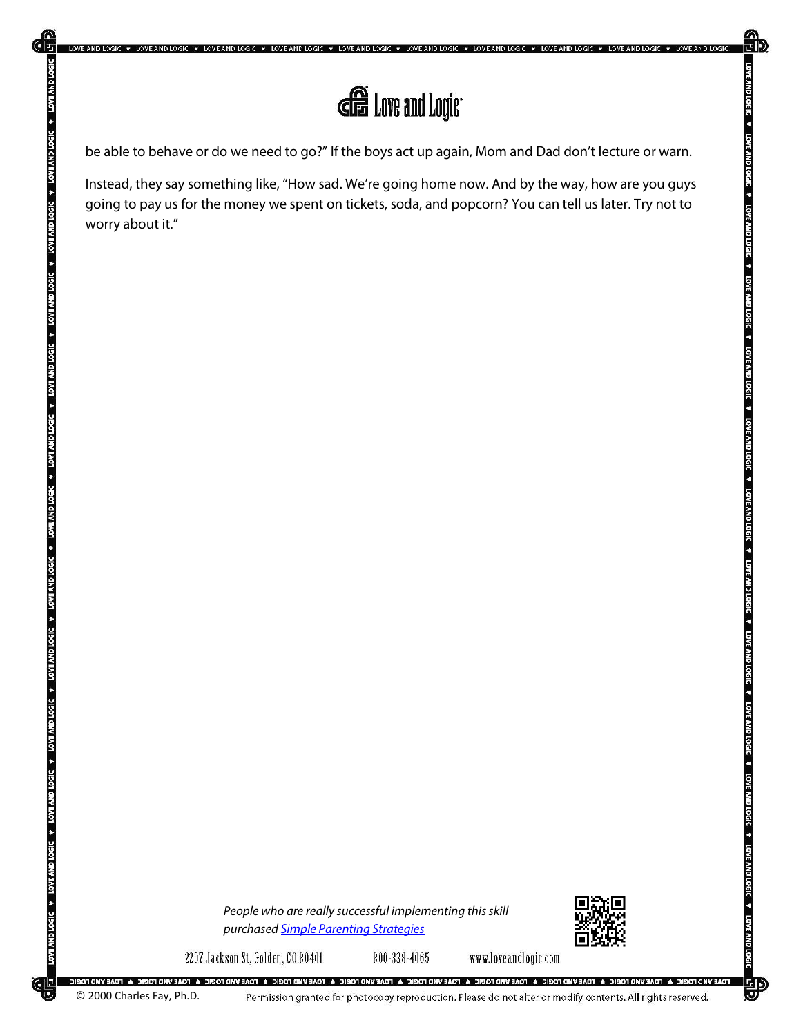be able to behave or do we need to go?" If the boys act up again, Mom and Dad don't lecture or warn.

Instead, they say something like, "How sad. We're going home now. And by the way, how are you guys going to pay us for the money we spent on tickets, soda, and popcorn? You can tell us later. Try not to worry about it."

*People who are really successful implementing this skill purchased [Simple Parenting Strategies]()*

2207 Jackson St, Golden, CO 80401 800-338-4065 www.loveandlogic.com

© 2000 Charles Fay, Ph.D. Permission granted for photocopy reproduction. Please do not alter or modify contents. All rights reserved.